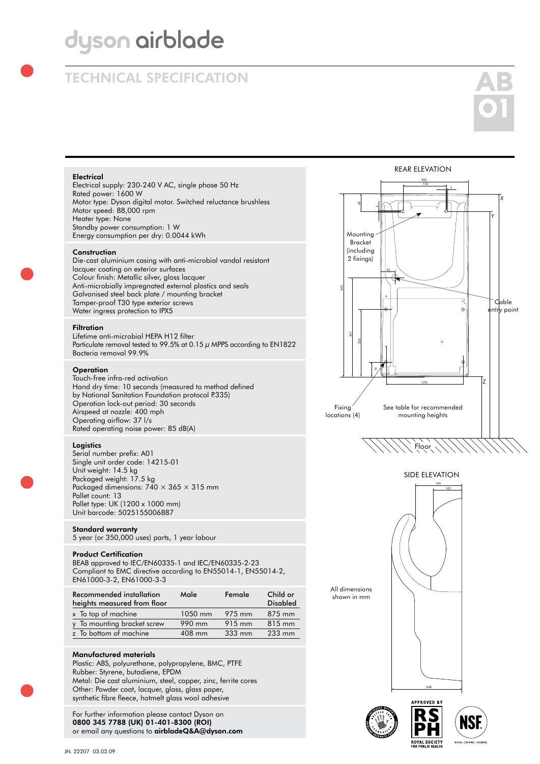# dyson airblade

## TECHNICAL SPECIFICATION

AB 01

### Electrical

Electrical supply: 230-240 V AC, single phase 50 Hz
Rated power: 1600 W
Motor type: Dyson digital motor. Switched reluctance brushless
Motor speed: 88,000 rpm
Heater type: None
Standby power consumption: 1 W
Energy consumption per dry: 0.0044 kWh

### Construction

Die-cast aluminium casing with anti-microbial vandal resistant lacquer coating on exterior surfaces
Colour finish: Metallic silver, gloss lacquer
Anti-microbially impregnated external plastics and seals
Galvanised steel back plate / mounting bracket
Tamper-proof T30 type exterior screws
Water ingress protection to IPX5

### Filtration

Lifetime anti-microbial HEPA H12 filter
Particulate removal tested to 99.5% at 0.15 $\mu$ MPPS according to EN1822
Bacteria removal 99.9%

### Operation

Touch-free infra-red activation
Hand dry time: 10 seconds (measured to method defined by National Sanitation Foundation protocol P335)
Operation lock-out period: 30 seconds
Airspeed at nozzle: 400 mph
Operating airflow: 37 l/s
Rated operating noise power: 85 dB(A)

### Logistics

Serial number prefix: A01
Single unit order code: 14215-01
Unit weight: 14.5 kg
Packaged weight: 17.5 kg
Packaged dimensions: 740 × 365 × 315 mm
Pallet count: 13
Pallet type: UK (1200 x 1000 mm)
Unit barcode: 5025155006887

### Standard warranty

5 year (or 350,000 uses) parts, 1 year labour

### Product Certification

BEAB approved to IEC/EN60335-1 and IEC/EN60335-2-23
Compliant to EMC directive according to EN55014-1, EN55014-2, EN61000-3-2, EN61000-3-3

| Recommended installation heights measured from floor | Male | Female | Child or Disabled |
|---|---|---|---|
| x To top of machine | 1050 mm | 975 mm | 875 mm |
| y To mounting bracket screw | 990 mm | 915 mm | 815 mm |
| z To bottom of machine | 408 mm | 333 mm | 233 mm |

### Manufactured materials

Plastic: ABS, polyurethane, polypropylene, BMC, PTFE
Rubber: Styrene, butadiene, EPDM
Metal: Die cast aluminium, steel, copper, zinc, ferrite cores
Other: Powder coat, lacquer, glass, glass paper, synthetic fibre fleece, hotmelt glass wool adhesive

For further information please contact Dyson on
**0800 345 7788 (UK) 01-401-8300 (ROI)**
or email any questions to **airbladeQ&A@dyson.com**

REAR ELEVATION

Mounting Bracket (including 2 fixings)

Cable entry point

Fixing locations (4)

See table for recommended mounting heights

Floor

SIDE ELEVATION

All dimensions shown in mm

JN. 22207 03.02.09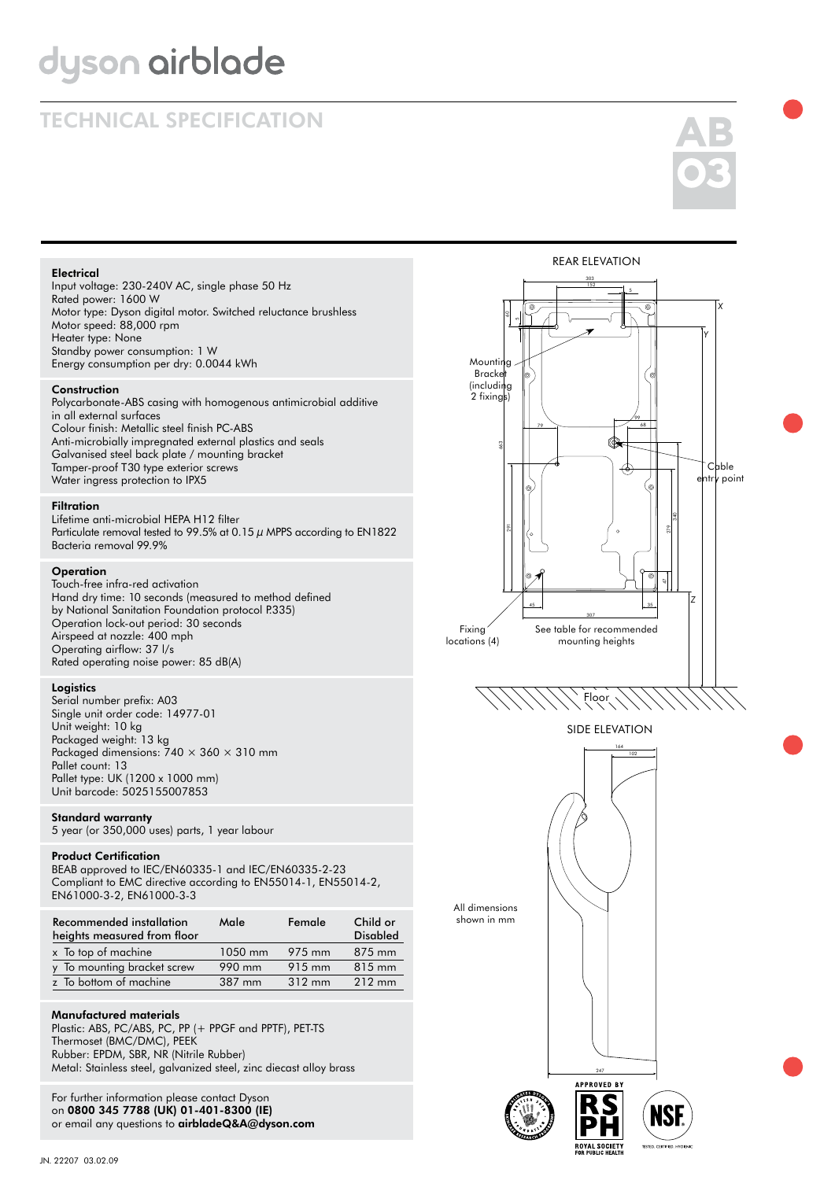# dyson airblade

## TECHNICAL SPECIFICATION

AB 03

### Electrical

Input voltage: 230-240V AC, single phase 50 Hz
Rated power: 1600 W
Motor type: Dyson digital motor. Switched reluctance brushless
Motor speed: 88,000 rpm
Heater type: None
Standby power consumption: 1 W
Energy consumption per dry: 0.0044 kWh

### Construction

Polycarbonate-ABS casing with homogenous antimicrobial additive in all external surfaces
Colour finish: Metallic steel finish PC-ABS
Anti-microbially impregnated external plastics and seals
Galvanised steel back plate / mounting bracket
Tamper-proof T30 type exterior screws
Water ingress protection to IPX5

### Filtration

Lifetime anti-microbial HEPA H12 filter
Particulate removal tested to 99.5% at 0.15 $\mu$ MPPS according to EN1822
Bacteria removal 99.9%

### Operation

Touch-free infra-red activation
Hand dry time: 10 seconds (measured to method defined by National Sanitation Foundation protocol P.335)
Operation lock-out period: 30 seconds
Airspeed at nozzle: 400 mph
Operating airflow: 37 l/s
Rated operating noise power: 85 dB(A)

### Logistics

Serial number prefix: A03
Single unit order code: 14977-01
Unit weight: 10 kg
Packaged weight: 13 kg
Packaged dimensions: 740 × 360 × 310 mm
Pallet count: 13
Pallet type: UK (1200 x 1000 mm)
Unit barcode: 5025155007853

### Standard warranty

5 year (or 350,000 uses) parts, 1 year labour

### Product Certification

BEAB approved to IEC/EN60335-1 and IEC/EN60335-2-23
Compliant to EMC directive according to EN55014-1, EN55014-2, EN61000-3-2, EN61000-3-3

| Recommended installation heights measured from floor | Male | Female | Child or Disabled |
|---|---|---|---|
| x To top of machine | 1050 mm | 975 mm | 875 mm |
| y To mounting bracket screw | 990 mm | 915 mm | 815 mm |
| z To bottom of machine | 387 mm | 312 mm | 212 mm |

### Manufactured materials

Plastic: ABS, PC/ABS, PC, PP (+ PPGF and PPTF), PET-TS
Thermoset (BMC/DMC), PEEK
Rubber: EPDM, SBR, NR (Nitrile Rubber)
Metal: Stainless steel, galvanized steel, zinc diecast alloy brass

For further information please contact Dyson on **0800 345 7788 (UK) 01-401-8300 (IE)**
or email any questions to **airbladeQ&A@dyson.com**

REAR ELEVATION

303
152
5
40
X
Y
Mounting Bracket (including 2 fixings)
99
79
68
Cable entry point
663
340
291
279
47
45
35
307
Z
Fixing locations (4)
See table for recommended mounting heights
Floor

SIDE ELEVATION

164
102
All dimensions shown in mm
247

APPROVED BY RSPH ROYAL SOCIETY FOR PUBLIC HEALTH

NSF TESTED. CERTIFIED. HYGIENIC

JN. 22207 03.02.09